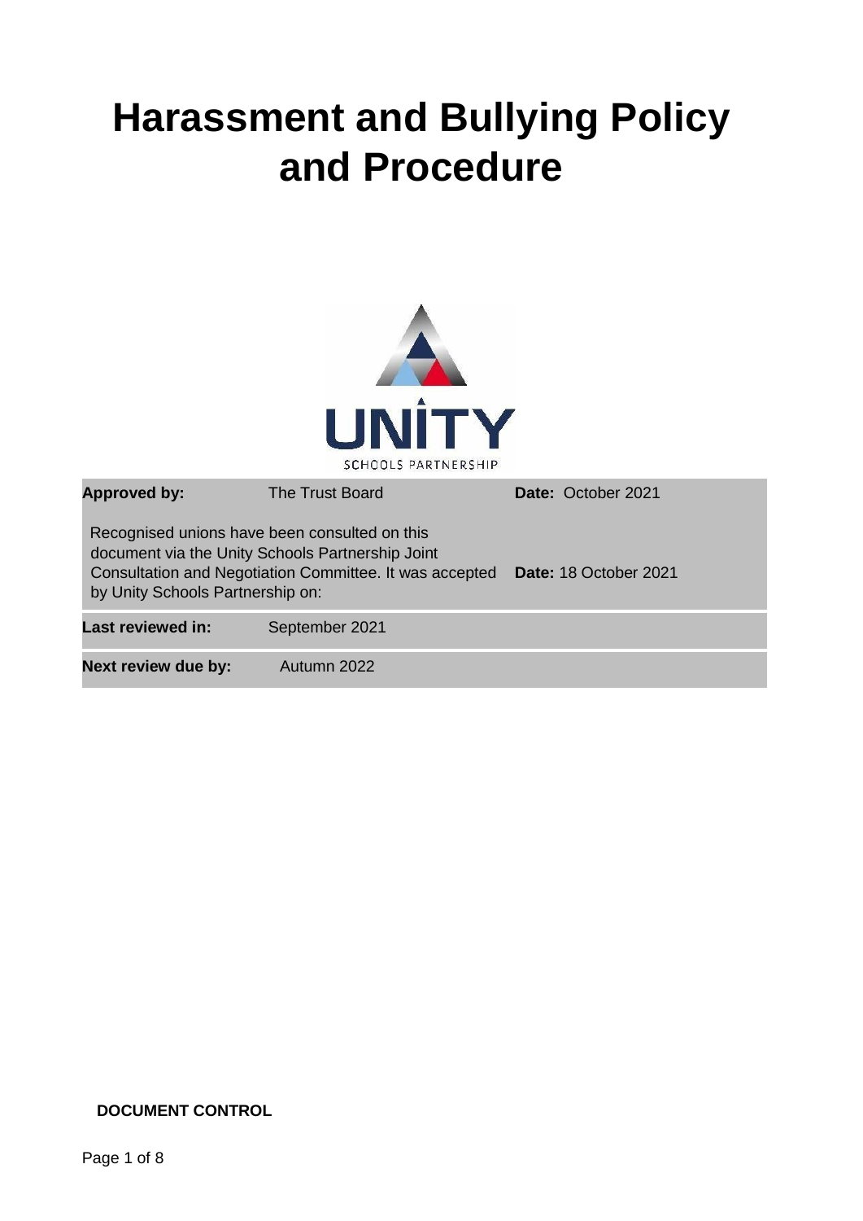# Harassment and Bullying Policy and Procedure

UNITY
SCHOOLS PARTNERSHIP

| | | |
|---|---|---|
| **Approved by:** | The Trust Board | **Date:** October 2021 |
| Recognised unions have been consulted on this document via the Unity Schools Partnership Joint Consultation and Negotiation Committee. It was accepted by Unity Schools Partnership on: | | **Date:** 18 October 2021 |
| **Last reviewed in:** | September 2021 | |
| **Next review due by:** | Autumn 2022 | |

**DOCUMENT CONTROL**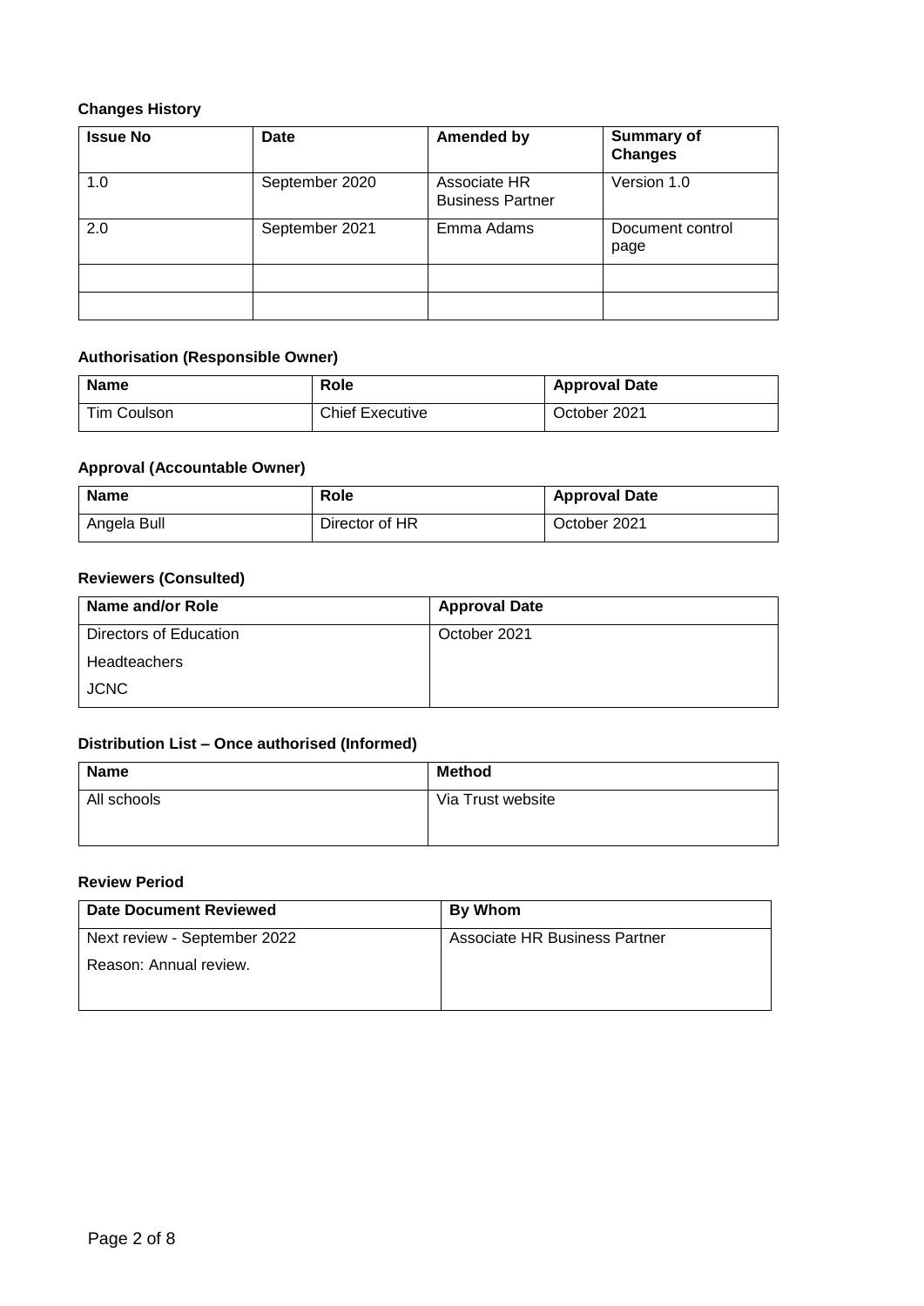**Changes History**

| Issue No | Date | Amended by | Summary of Changes |
|---|---|---|---|
| 1.0 | September 2020 | Associate HR Business Partner | Version 1.0 |
| 2.0 | September 2021 | Emma Adams | Document control page |
| | | | |
| | | | |

**Authorisation (Responsible Owner)**

| Name | Role | Approval Date |
|---|---|---|
| Tim Coulson | Chief Executive | October 2021 |

**Approval (Accountable Owner)**

| Name | Role | Approval Date |
|---|---|---|
| Angela Bull | Director of HR | October 2021 |

**Reviewers (Consulted)**

| Name and/or Role | Approval Date |
|---|---|
| Directors of Education<br>Headteachers<br>JCNC | October 2021 |

**Distribution List – Once authorised (Informed)**

| Name | Method |
|---|---|
| All schools | Via Trust website |

**Review Period**

| Date Document Reviewed | By Whom |
|---|---|
| Next review - September 2022<br>Reason: Annual review. | Associate HR Business Partner |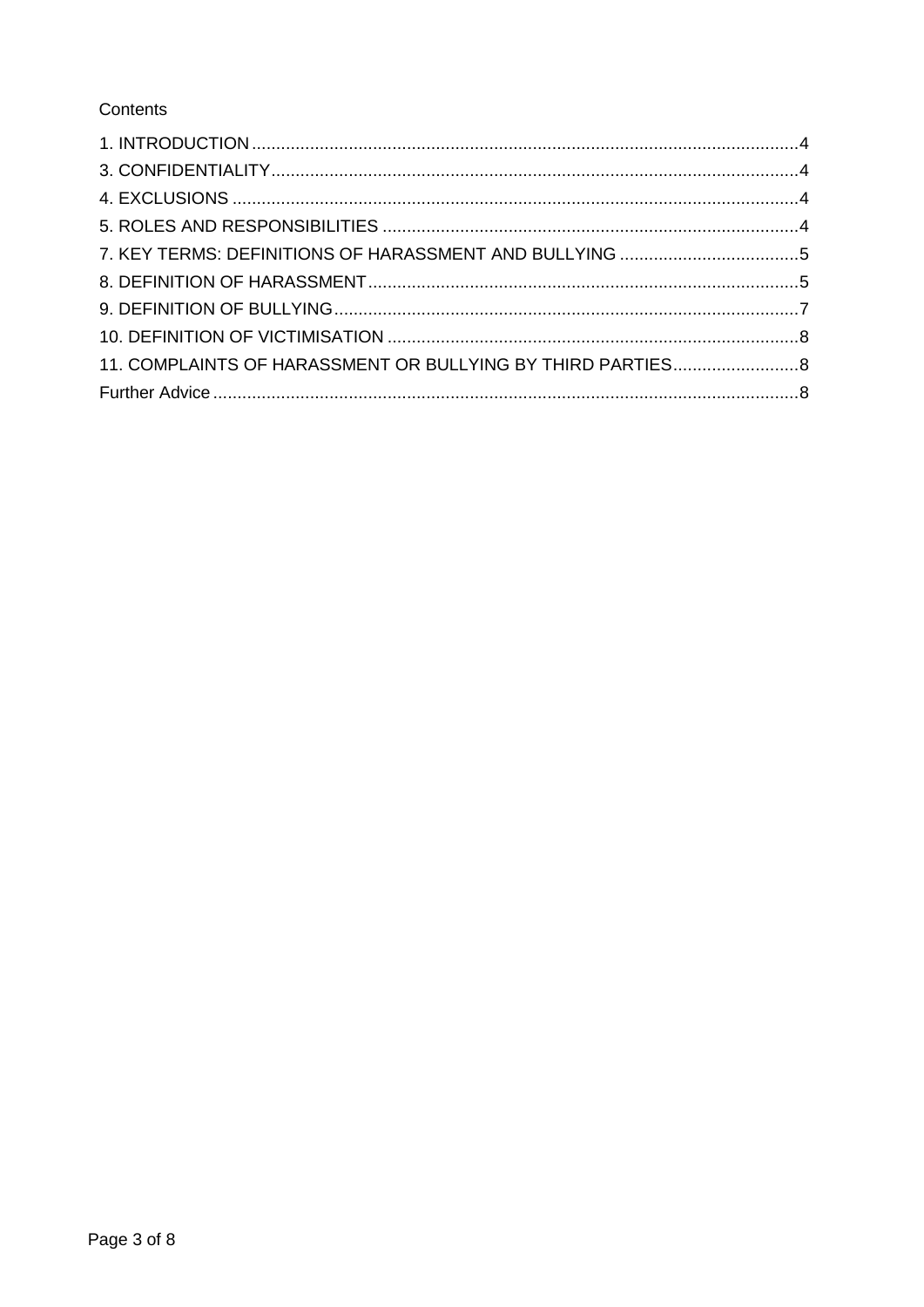Contents

1. INTRODUCTION....................................................................................................4
3. CONFIDENTIALITY...............................................................................................4
4. EXCLUSIONS .......................................................................................................4
5. ROLES AND RESPONSIBILITIES ........................................................................4
7. KEY TERMS: DEFINITIONS OF HARASSMENT AND BULLYING .......................5
8. DEFINITION OF HARASSMENT...........................................................................5
9. DEFINITION OF BULLYING..................................................................................7
10. DEFINITION OF VICTIMISATION .......................................................................8
11. COMPLAINTS OF HARASSMENT OR BULLYING BY THIRD PARTIES.............8
Further Advice ...........................................................................................................8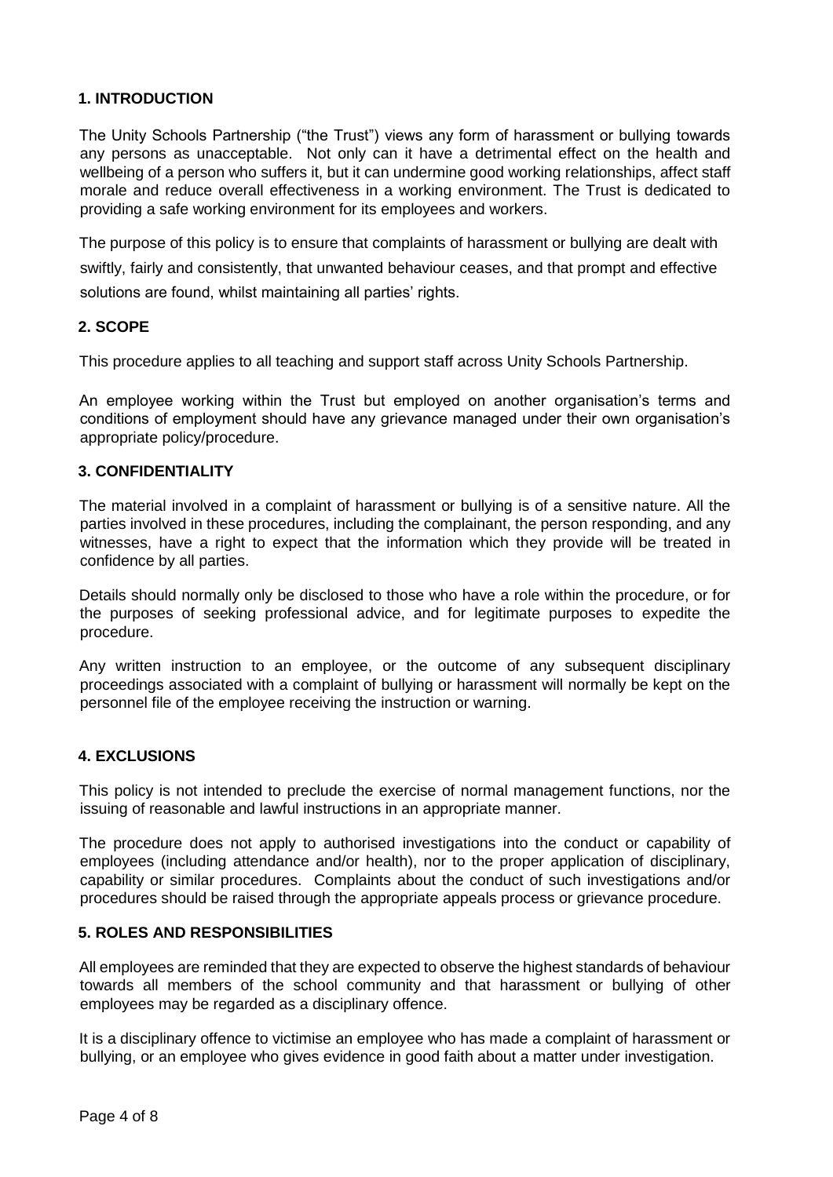## 1. INTRODUCTION

The Unity Schools Partnership ("the Trust") views any form of harassment or bullying towards any persons as unacceptable. Not only can it have a detrimental effect on the health and wellbeing of a person who suffers it, but it can undermine good working relationships, affect staff morale and reduce overall effectiveness in a working environment. The Trust is dedicated to providing a safe working environment for its employees and workers.

The purpose of this policy is to ensure that complaints of harassment or bullying are dealt with swiftly, fairly and consistently, that unwanted behaviour ceases, and that prompt and effective solutions are found, whilst maintaining all parties' rights.

## 2. SCOPE

This procedure applies to all teaching and support staff across Unity Schools Partnership.

An employee working within the Trust but employed on another organisation's terms and conditions of employment should have any grievance managed under their own organisation's appropriate policy/procedure.

## 3. CONFIDENTIALITY

The material involved in a complaint of harassment or bullying is of a sensitive nature. All the parties involved in these procedures, including the complainant, the person responding, and any witnesses, have a right to expect that the information which they provide will be treated in confidence by all parties.

Details should normally only be disclosed to those who have a role within the procedure, or for the purposes of seeking professional advice, and for legitimate purposes to expedite the procedure.

Any written instruction to an employee, or the outcome of any subsequent disciplinary proceedings associated with a complaint of bullying or harassment will normally be kept on the personnel file of the employee receiving the instruction or warning.

## 4. EXCLUSIONS

This policy is not intended to preclude the exercise of normal management functions, nor the issuing of reasonable and lawful instructions in an appropriate manner.

The procedure does not apply to authorised investigations into the conduct or capability of employees (including attendance and/or health), nor to the proper application of disciplinary, capability or similar procedures. Complaints about the conduct of such investigations and/or procedures should be raised through the appropriate appeals process or grievance procedure.

## 5. ROLES AND RESPONSIBILITIES

All employees are reminded that they are expected to observe the highest standards of behaviour towards all members of the school community and that harassment or bullying of other employees may be regarded as a disciplinary offence.

It is a disciplinary offence to victimise an employee who has made a complaint of harassment or bullying, or an employee who gives evidence in good faith about a matter under investigation.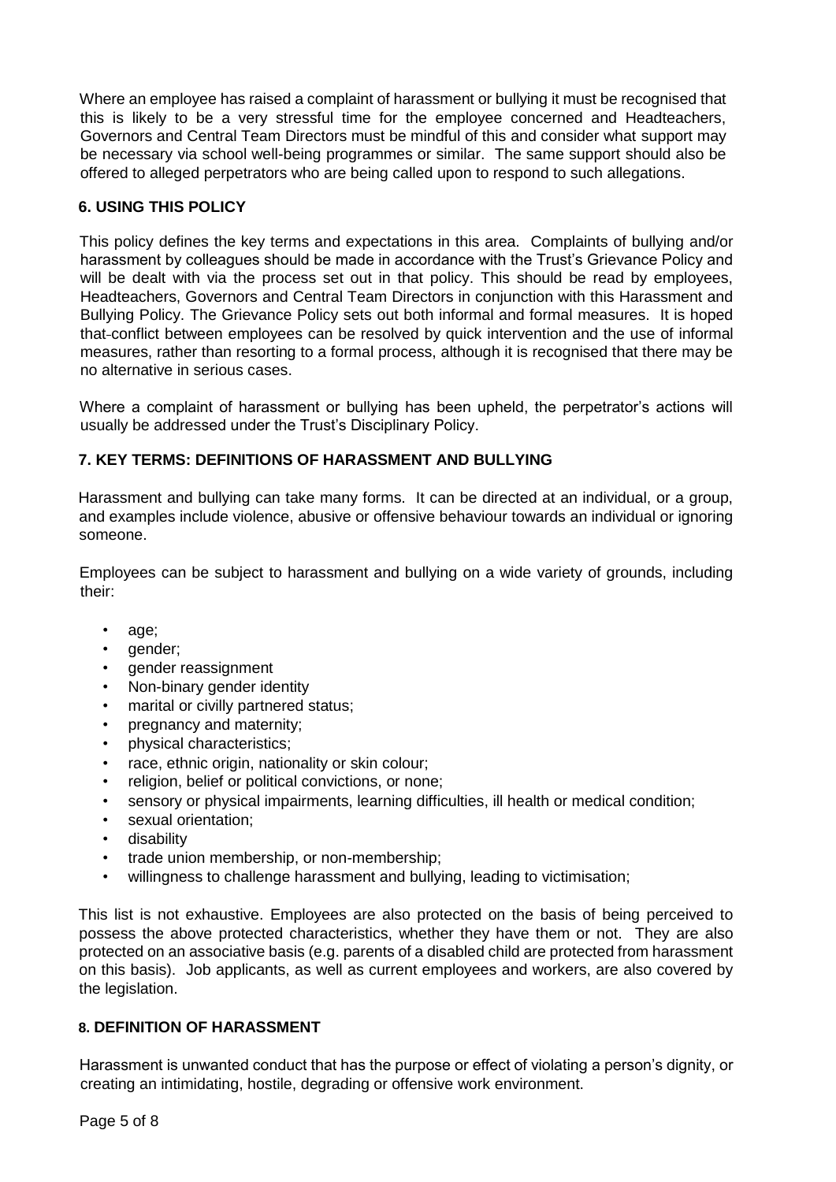Where an employee has raised a complaint of harassment or bullying it must be recognised that this is likely to be a very stressful time for the employee concerned and Headteachers, Governors and Central Team Directors must be mindful of this and consider what support may be necessary via school well-being programmes or similar. The same support should also be offered to alleged perpetrators who are being called upon to respond to such allegations.

## 6. USING THIS POLICY

This policy defines the key terms and expectations in this area. Complaints of bullying and/or harassment by colleagues should be made in accordance with the Trust's Grievance Policy and will be dealt with via the process set out in that policy. This should be read by employees, Headteachers, Governors and Central Team Directors in conjunction with this Harassment and Bullying Policy. The Grievance Policy sets out both informal and formal measures. It is hoped that conflict between employees can be resolved by quick intervention and the use of informal measures, rather than resorting to a formal process, although it is recognised that there may be no alternative in serious cases.

Where a complaint of harassment or bullying has been upheld, the perpetrator's actions will usually be addressed under the Trust's Disciplinary Policy.

## 7. KEY TERMS: DEFINITIONS OF HARASSMENT AND BULLYING

Harassment and bullying can take many forms. It can be directed at an individual, or a group, and examples include violence, abusive or offensive behaviour towards an individual or ignoring someone.

Employees can be subject to harassment and bullying on a wide variety of grounds, including their:

- age;
- gender;
- gender reassignment
- Non-binary gender identity
- marital or civilly partnered status;
- pregnancy and maternity;
- physical characteristics;
- race, ethnic origin, nationality or skin colour;
- religion, belief or political convictions, or none;
- sensory or physical impairments, learning difficulties, ill health or medical condition;
- sexual orientation;
- disability
- trade union membership, or non-membership;
- willingness to challenge harassment and bullying, leading to victimisation;

This list is not exhaustive. Employees are also protected on the basis of being perceived to possess the above protected characteristics, whether they have them or not. They are also protected on an associative basis (e.g. parents of a disabled child are protected from harassment on this basis). Job applicants, as well as current employees and workers, are also covered by the legislation.

## 8. DEFINITION OF HARASSMENT

Harassment is unwanted conduct that has the purpose or effect of violating a person's dignity, or creating an intimidating, hostile, degrading or offensive work environment.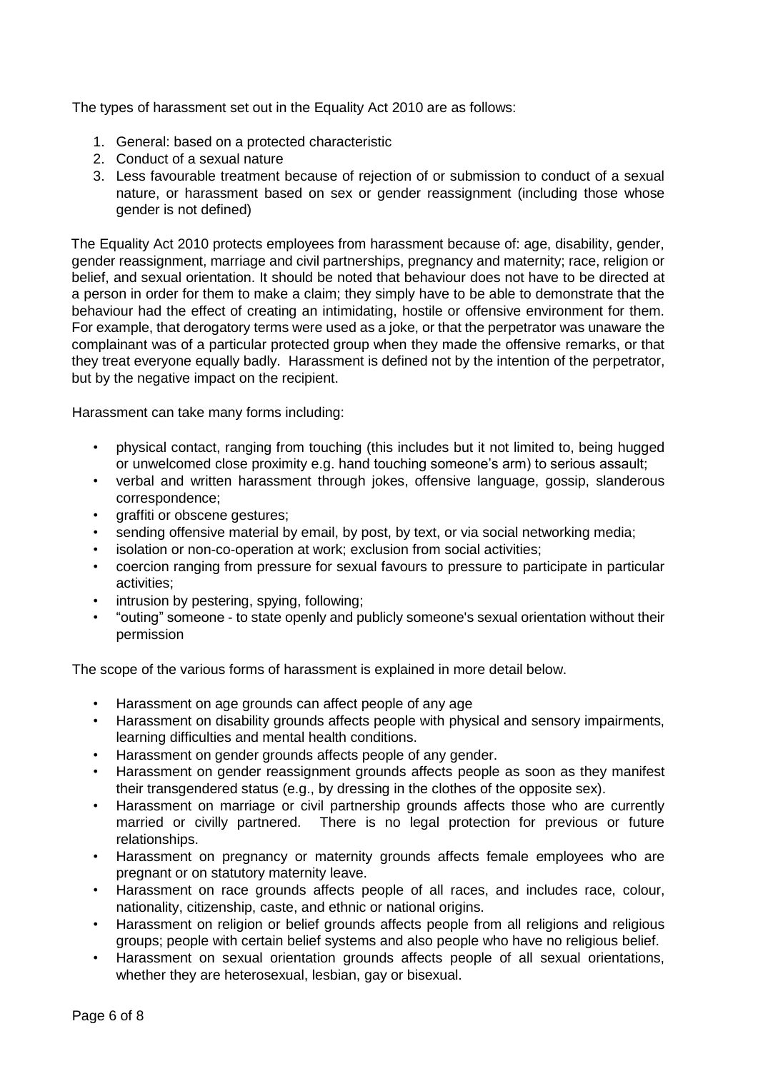The types of harassment set out in the Equality Act 2010 are as follows:

1. General: based on a protected characteristic
2. Conduct of a sexual nature
3. Less favourable treatment because of rejection of or submission to conduct of a sexual nature, or harassment based on sex or gender reassignment (including those whose gender is not defined)

The Equality Act 2010 protects employees from harassment because of: age, disability, gender, gender reassignment, marriage and civil partnerships, pregnancy and maternity; race, religion or belief, and sexual orientation. It should be noted that behaviour does not have to be directed at a person in order for them to make a claim; they simply have to be able to demonstrate that the behaviour had the effect of creating an intimidating, hostile or offensive environment for them. For example, that derogatory terms were used as a joke, or that the perpetrator was unaware the complainant was of a particular protected group when they made the offensive remarks, or that they treat everyone equally badly. Harassment is defined not by the intention of the perpetrator, but by the negative impact on the recipient.

Harassment can take many forms including:

- physical contact, ranging from touching (this includes but it not limited to, being hugged or unwelcomed close proximity e.g. hand touching someone's arm) to serious assault;
- verbal and written harassment through jokes, offensive language, gossip, slanderous correspondence;
- graffiti or obscene gestures;
- sending offensive material by email, by post, by text, or via social networking media;
- isolation or non-co-operation at work; exclusion from social activities;
- coercion ranging from pressure for sexual favours to pressure to participate in particular activities;
- intrusion by pestering, spying, following;
- "outing" someone - to state openly and publicly someone's sexual orientation without their permission

The scope of the various forms of harassment is explained in more detail below.

- Harassment on age grounds can affect people of any age
- Harassment on disability grounds affects people with physical and sensory impairments, learning difficulties and mental health conditions.
- Harassment on gender grounds affects people of any gender.
- Harassment on gender reassignment grounds affects people as soon as they manifest their transgendered status (e.g., by dressing in the clothes of the opposite sex).
- Harassment on marriage or civil partnership grounds affects those who are currently married or civilly partnered. There is no legal protection for previous or future relationships.
- Harassment on pregnancy or maternity grounds affects female employees who are pregnant or on statutory maternity leave.
- Harassment on race grounds affects people of all races, and includes race, colour, nationality, citizenship, caste, and ethnic or national origins.
- Harassment on religion or belief grounds affects people from all religions and religious groups; people with certain belief systems and also people who have no religious belief.
- Harassment on sexual orientation grounds affects people of all sexual orientations, whether they are heterosexual, lesbian, gay or bisexual.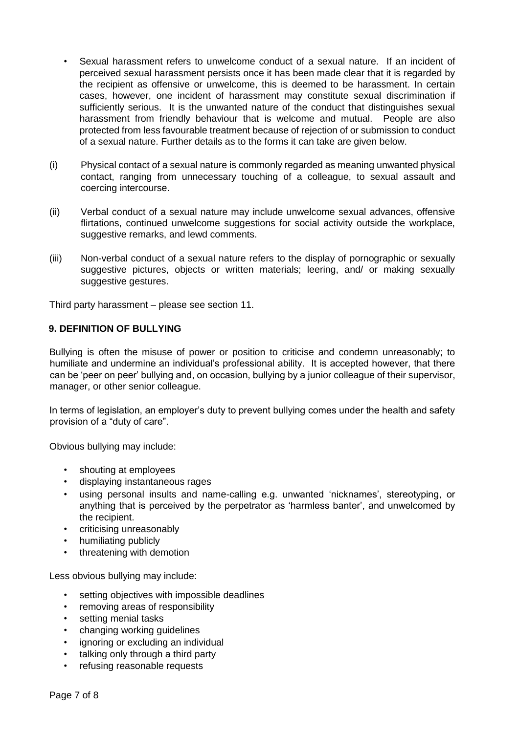- Sexual harassment refers to unwelcome conduct of a sexual nature. If an incident of perceived sexual harassment persists once it has been made clear that it is regarded by the recipient as offensive or unwelcome, this is deemed to be harassment. In certain cases, however, one incident of harassment may constitute sexual discrimination if sufficiently serious. It is the unwanted nature of the conduct that distinguishes sexual harassment from friendly behaviour that is welcome and mutual. People are also protected from less favourable treatment because of rejection of or submission to conduct of a sexual nature. Further details as to the forms it can take are given below.

(i) Physical contact of a sexual nature is commonly regarded as meaning unwanted physical contact, ranging from unnecessary touching of a colleague, to sexual assault and coercing intercourse.

(ii) Verbal conduct of a sexual nature may include unwelcome sexual advances, offensive flirtations, continued unwelcome suggestions for social activity outside the workplace, suggestive remarks, and lewd comments.

(iii) Non-verbal conduct of a sexual nature refers to the display of pornographic or sexually suggestive pictures, objects or written materials; leering, and/ or making sexually suggestive gestures.

Third party harassment – please see section 11.

## 9. DEFINITION OF BULLYING

Bullying is often the misuse of power or position to criticise and condemn unreasonably; to humiliate and undermine an individual's professional ability. It is accepted however, that there can be 'peer on peer' bullying and, on occasion, bullying by a junior colleague of their supervisor, manager, or other senior colleague.

In terms of legislation, an employer's duty to prevent bullying comes under the health and safety provision of a "duty of care".

Obvious bullying may include:

- shouting at employees
- displaying instantaneous rages
- using personal insults and name-calling e.g. unwanted 'nicknames', stereotyping, or anything that is perceived by the perpetrator as 'harmless banter', and unwelcomed by the recipient.
- criticising unreasonably
- humiliating publicly
- threatening with demotion

Less obvious bullying may include:

- setting objectives with impossible deadlines
- removing areas of responsibility
- setting menial tasks
- changing working guidelines
- ignoring or excluding an individual
- talking only through a third party
- refusing reasonable requests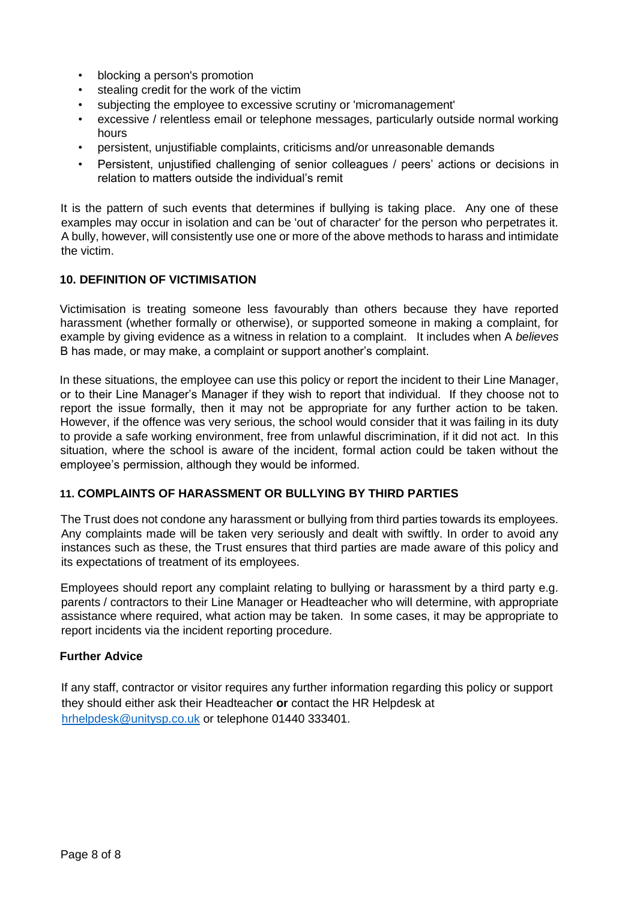- blocking a person's promotion
- stealing credit for the work of the victim
- subjecting the employee to excessive scrutiny or 'micromanagement'
- excessive / relentless email or telephone messages, particularly outside normal working hours
- persistent, unjustifiable complaints, criticisms and/or unreasonable demands
- Persistent, unjustified challenging of senior colleagues / peers' actions or decisions in relation to matters outside the individual's remit

It is the pattern of such events that determines if bullying is taking place. Any one of these examples may occur in isolation and can be 'out of character' for the person who perpetrates it. A bully, however, will consistently use one or more of the above methods to harass and intimidate the victim.

## 10. DEFINITION OF VICTIMISATION

Victimisation is treating someone less favourably than others because they have reported harassment (whether formally or otherwise), or supported someone in making a complaint, for example by giving evidence as a witness in relation to a complaint. It includes when A *believes* B has made, or may make, a complaint or support another's complaint.

In these situations, the employee can use this policy or report the incident to their Line Manager, or to their Line Manager's Manager if they wish to report that individual. If they choose not to report the issue formally, then it may not be appropriate for any further action to be taken. However, if the offence was very serious, the school would consider that it was failing in its duty to provide a safe working environment, free from unlawful discrimination, if it did not act. In this situation, where the school is aware of the incident, formal action could be taken without the employee's permission, although they would be informed.

## 11. COMPLAINTS OF HARASSMENT OR BULLYING BY THIRD PARTIES

The Trust does not condone any harassment or bullying from third parties towards its employees. Any complaints made will be taken very seriously and dealt with swiftly. In order to avoid any instances such as these, the Trust ensures that third parties are made aware of this policy and its expectations of treatment of its employees.

Employees should report any complaint relating to bullying or harassment by a third party e.g. parents / contractors to their Line Manager or Headteacher who will determine, with appropriate assistance where required, what action may be taken. In some cases, it may be appropriate to report incidents via the incident reporting procedure.

### Further Advice

If any staff, contractor or visitor requires any further information regarding this policy or support they should either ask their Headteacher **or** contact the HR Helpdesk at hrhelpdesk@unitysp.co.uk or telephone 01440 333401.